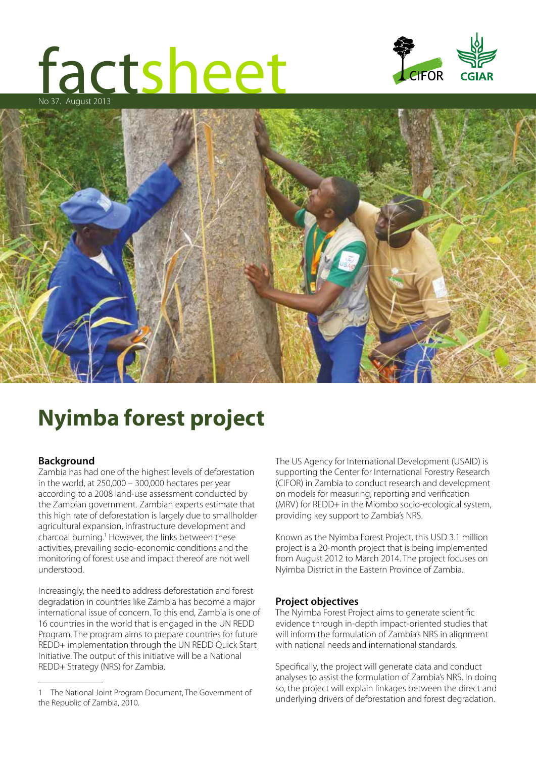# factsheet

No 37. August 2013

# Nyimba forest project

## Background

Zambia has had one of the highest levels of deforestation in the world, at 250,000 – 300,000 hectares per year according to a 2008 land-use assessment conducted by the Zambian government. Zambian experts estimate that this high rate of deforestation is largely due to smallholder agricultural expansion, infrastructure development and charcoal burning.[1] However, the links between these activities, prevailing socio-economic conditions and the monitoring of forest use and impact thereof are not well understood.

Increasingly, the need to address deforestation and forest degradation in countries like Zambia has become a major international issue of concern. To this end, Zambia is one of 16 countries in the world that is engaged in the UN REDD Program. The program aims to prepare countries for future REDD+ implementation through the UN REDD Quick Start Initiative. The output of this initiative will be a National REDD+ Strategy (NRS) for Zambia.

The US Agency for International Development (USAID) is supporting the Center for International Forestry Research (CIFOR) in Zambia to conduct research and development on models for measuring, reporting and verification (MRV) for REDD+ in the Miombo socio-ecological system, providing key support to Zambia's NRS.

Known as the Nyimba Forest Project, this USD 3.1 million project is a 20-month project that is being implemented from August 2012 to March 2014. The project focuses on Nyimba District in the Eastern Province of Zambia.

## Project objectives

The Nyimba Forest Project aims to generate scientific evidence through in-depth impact-oriented studies that will inform the formulation of Zambia's NRS in alignment with national needs and international standards.

Specifically, the project will generate data and conduct analyses to assist the formulation of Zambia's NRS. In doing so, the project will explain linkages between the direct and underlying drivers of deforestation and forest degradation.

---

1 The National Joint Program Document, The Government of the Republic of Zambia, 2010.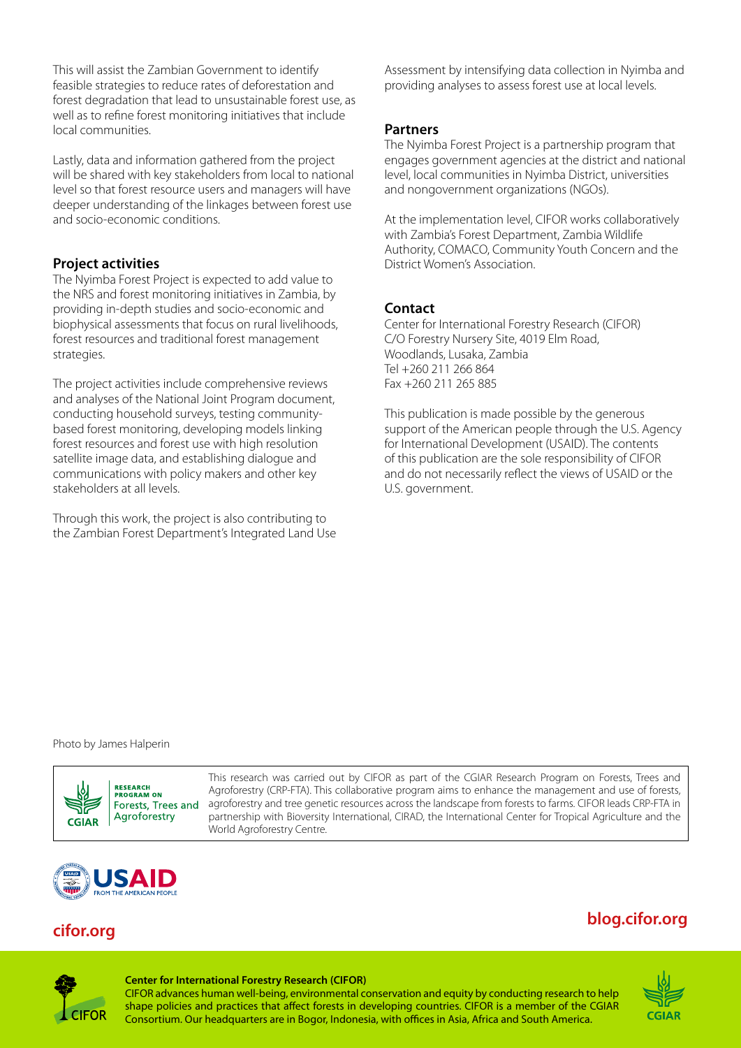This will assist the Zambian Government to identify feasible strategies to reduce rates of deforestation and forest degradation that lead to unsustainable forest use, as well as to refine forest monitoring initiatives that include local communities.

Lastly, data and information gathered from the project will be shared with key stakeholders from local to national level so that forest resource users and managers will have deeper understanding of the linkages between forest use and socio-economic conditions.

## Project activities

The Nyimba Forest Project is expected to add value to the NRS and forest monitoring initiatives in Zambia, by providing in-depth studies and socio-economic and biophysical assessments that focus on rural livelihoods, forest resources and traditional forest management strategies.

The project activities include comprehensive reviews and analyses of the National Joint Program document, conducting household surveys, testing community-based forest monitoring, developing models linking forest resources and forest use with high resolution satellite image data, and establishing dialogue and communications with policy makers and other key stakeholders at all levels.

Through this work, the project is also contributing to the Zambian Forest Department's Integrated Land Use Assessment by intensifying data collection in Nyimba and providing analyses to assess forest use at local levels.

## Partners

The Nyimba Forest Project is a partnership program that engages government agencies at the district and national level, local communities in Nyimba District, universities and nongovernment organizations (NGOs).

At the implementation level, CIFOR works collaboratively with Zambia's Forest Department, Zambia Wildlife Authority, COMACO, Community Youth Concern and the District Women's Association.

## Contact

Center for International Forestry Research (CIFOR)
C/O Forestry Nursery Site, 4019 Elm Road,
Woodlands, Lusaka, Zambia
Tel +260 211 266 864
Fax +260 211 265 885

This publication is made possible by the generous support of the American people through the U.S. Agency for International Development (USAID). The contents of this publication are the sole responsibility of CIFOR and do not necessarily reflect the views of USAID or the U.S. government.

Photo by James Halperin

RESEARCH PROGRAM ON Forests, Trees and Agroforestry

This research was carried out by CIFOR as part of the CGIAR Research Program on Forests, Trees and Agroforestry (CRP-FTA). This collaborative program aims to enhance the management and use of forests, agroforestry and tree genetic resources across the landscape from forests to farms. CIFOR leads CRP-FTA in partnership with Bioversity International, CIRAD, the International Center for Tropical Agriculture and the World Agroforestry Centre.

**cifor.org**

**blog.cifor.org**

**Center for International Forestry Research (CIFOR)**
CIFOR advances human well-being, environmental conservation and equity by conducting research to help shape policies and practices that affect forests in developing countries. CIFOR is a member of the CGIAR Consortium. Our headquarters are in Bogor, Indonesia, with offices in Asia, Africa and South America.